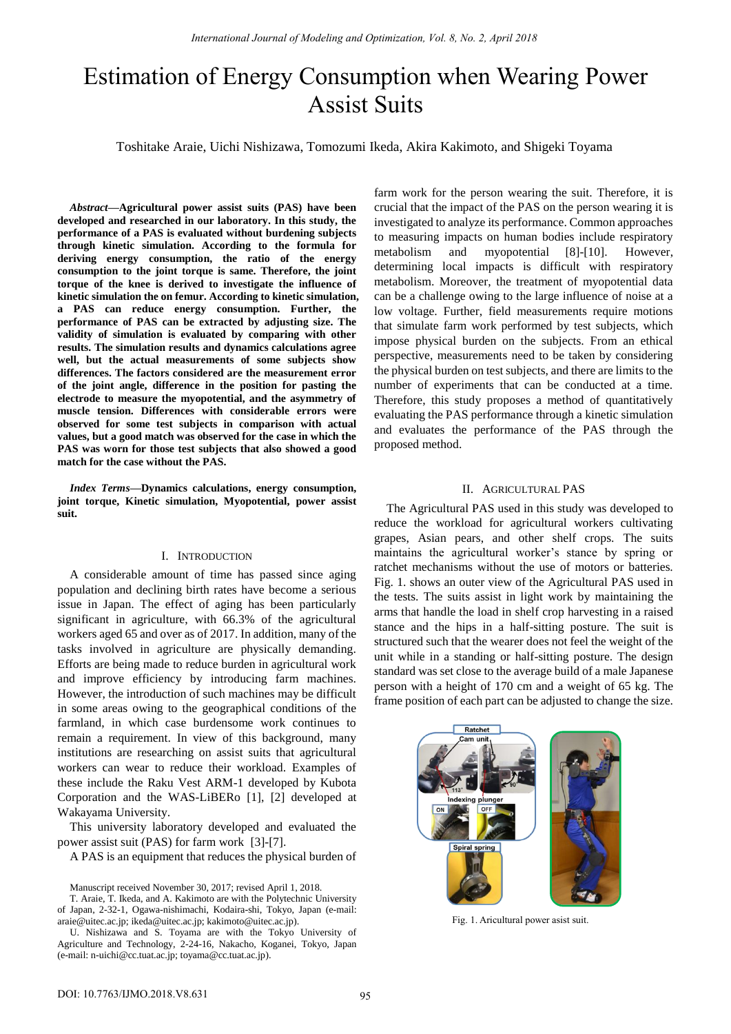# Estimation of Energy Consumption when Wearing Power Assist Suits

Toshitake Araie, Uichi Nishizawa, Tomozumi Ikeda, Akira Kakimoto, and Shigeki Toyama

***Abstract*—Agricultural power assist suits (PAS) have been developed and researched in our laboratory. In this study, the performance of a PAS is evaluated without burdening subjects through kinetic simulation. According to the formula for deriving energy consumption, the ratio of the energy consumption to the joint torque is same. Therefore, the joint torque of the knee is derived to investigate the influence of kinetic simulation the on femur. According to kinetic simulation, a PAS can reduce energy consumption. Further, the performance of PAS can be extracted by adjusting size. The validity of simulation is evaluated by comparing with other results. The simulation results and dynamics calculations agree well, but the actual measurements of some subjects show differences. The factors considered are the measurement error of the joint angle, difference in the position for pasting the electrode to measure the myopotential, and the asymmetry of muscle tension. Differences with considerable errors were observed for some test subjects in comparison with actual values, but a good match was observed for the case in which the PAS was worn for those test subjects that also showed a good match for the case without the PAS.**

***Index Terms*—Dynamics calculations, energy consumption, joint torque, Kinetic simulation, Myopotential, power assist suit.**

## I. Introduction

A considerable amount of time has passed since aging population and declining birth rates have become a serious issue in Japan. The effect of aging has been particularly significant in agriculture, with 66.3% of the agricultural workers aged 65 and over as of 2017. In addition, many of the tasks involved in agriculture are physically demanding. Efforts are being made to reduce burden in agricultural work and improve efficiency by introducing farm machines. However, the introduction of such machines may be difficult in some areas owing to the geographical conditions of the farmland, in which case burdensome work continues to remain a requirement. In view of this background, many institutions are researching on assist suits that agricultural workers can wear to reduce their workload. Examples of these include the Raku Vest ARM-1 developed by Kubota Corporation and the WAS-LiBERo [1], [2] developed at Wakayama University.

This university laboratory developed and evaluated the power assist suit (PAS) for farm work [3]-[7].

A PAS is an equipment that reduces the physical burden of farm work for the person wearing the suit. Therefore, it is crucial that the impact of the PAS on the person wearing it is investigated to analyze its performance. Common approaches to measuring impacts on human bodies include respiratory metabolism and myopotential [8]-[10]. However, determining local impacts is difficult with respiratory metabolism. Moreover, the treatment of myopotential data can be a challenge owing to the large influence of noise at a low voltage. Further, field measurements require motions that simulate farm work performed by test subjects, which impose physical burden on the subjects. From an ethical perspective, measurements need to be taken by considering the physical burden on test subjects, and there are limits to the number of experiments that can be conducted at a time. Therefore, this study proposes a method of quantitatively evaluating the PAS performance through a kinetic simulation and evaluates the performance of the PAS through the proposed method.

## II. Agricultural PAS

The Agricultural PAS used in this study was developed to reduce the workload for agricultural workers cultivating grapes, Asian pears, and other shelf crops. The suits maintains the agricultural worker's stance by spring or ratchet mechanisms without the use of motors or batteries. Fig. 1. shows an outer view of the Agricultural PAS used in the tests. The suits assist in light work by maintaining the arms that handle the load in shelf crop harvesting in a raised stance and the hips in a half-sitting posture. The suit is structured such that the wearer does not feel the weight of the unit while in a standing or half-sitting posture. The design standard was set close to the average build of a male Japanese person with a height of 170 cm and a weight of 65 kg. The frame position of each part can be adjusted to change the size.

Fig. 1. Aricultural power asist suit.

Manuscript received November 30, 2017; revised April 1, 2018.

T. Araie, T. Ikeda, and A. Kakimoto are with the Polytechnic University of Japan, 2-32-1, Ogawa-nishimachi, Kodaira-shi, Tokyo, Japan (e-mail: araie@uitec.ac.jp; ikeda@uitec.ac.jp; kakimoto@uitec.ac.jp).

U. Nishizawa and S. Toyama are with the Tokyo University of Agriculture and Technology, 2-24-16, Nakacho, Koganei, Tokyo, Japan (e-mail: n-uichi@cc.tuat.ac.jp; toyama@cc.tuat.ac.jp).

DOI: 10.7763/IJMO.2018.V8.631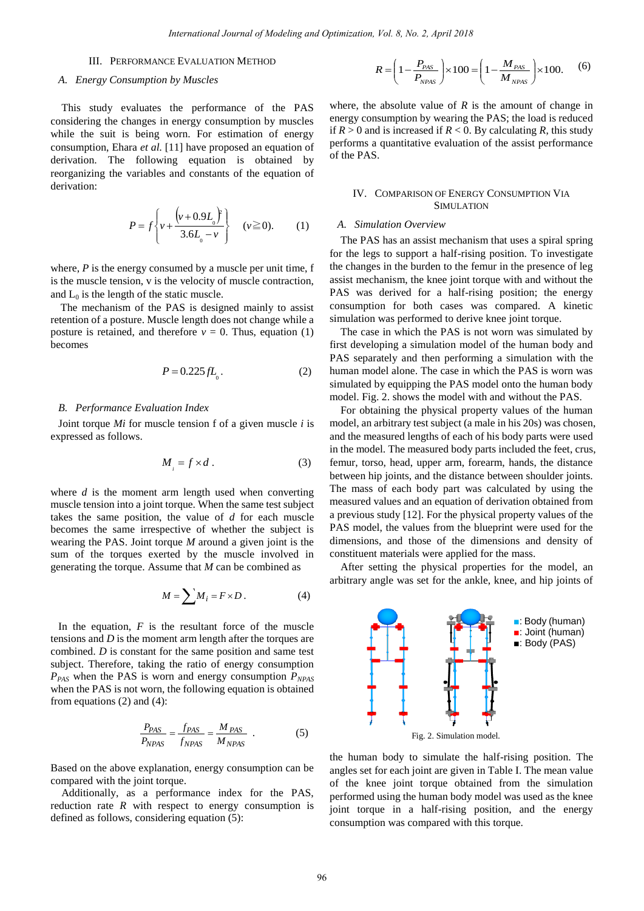## III. Performance Evaluation Method

### A. Energy Consumption by Muscles

This study evaluates the performance of the PAS considering the changes in energy consumption by muscles while the suit is being worn. For estimation of energy consumption, Ehara *et al.* [11] have proposed an equation of derivation. The following equation is obtained by reorganizing the variables and constants of the equation of derivation:

$$P = f\left\{v + \frac{(v + 0.9L_0)^2}{3.6L_0 - v}\right\} \quad (v \geqq 0). \tag{1}$$

where, $P$ is the energy consumed by a muscle per unit time, f is the muscle tension, v is the velocity of muscle contraction, and $L_0$ is the length of the static muscle.

The mechanism of the PAS is designed mainly to assist retention of a posture. Muscle length does not change while a posture is retained, and therefore $v = 0$. Thus, equation (1) becomes

$$P = 0.225 f L_0. \tag{2}$$

### B. Performance Evaluation Index

Joint torque $M_i$ for muscle tension f of a given muscle $i$ is expressed as follows.

$$M_i = f \times d. \tag{3}$$

where $d$ is the moment arm length used when converting muscle tension into a joint torque. When the same test subject takes the same position, the value of $d$ for each muscle becomes the same irrespective of whether the subject is wearing the PAS. Joint torque $M$ around a given joint is the sum of the torques exerted by the muscle involved in generating the torque. Assume that $M$ can be combined as

$$M = \sum M_i = F \times D. \tag{4}$$

In the equation, $F$ is the resultant force of the muscle tensions and $D$ is the moment arm length after the torques are combined. $D$ is constant for the same position and same test subject. Therefore, taking the ratio of energy consumption $P_{PAS}$ when the PAS is worn and energy consumption $P_{NPAS}$ when the PAS is not worn, the following equation is obtained from equations (2) and (4):

$$\frac{P_{PAS}}{P_{NPAS}} = \frac{f_{PAS}}{f_{NPAS}} = \frac{M_{PAS}}{M_{NPAS}}. \tag{5}$$

Based on the above explanation, energy consumption can be compared with the joint torque.

Additionally, as a performance index for the PAS, reduction rate $R$ with respect to energy consumption is defined as follows, considering equation (5):

$$R = \left(1 - \frac{P_{PAS}}{P_{NPAS}}\right) \times 100 = \left(1 - \frac{M_{PAS}}{M_{NPAS}}\right) \times 100. \tag{6}$$

where, the absolute value of $R$ is the amount of change in energy consumption by wearing the PAS; the load is reduced if $R > 0$ and is increased if $R < 0$. By calculating $R$, this study performs a quantitative evaluation of the assist performance of the PAS.

## IV. Comparison of Energy Consumption Via Simulation

### A. Simulation Overview

The PAS has an assist mechanism that uses a spiral spring for the legs to support a half-rising position. To investigate the changes in the burden to the femur in the presence of leg assist mechanism, the knee joint torque with and without the PAS was derived for a half-rising position; the energy consumption for both cases was compared. A kinetic simulation was performed to derive knee joint torque.

The case in which the PAS is not worn was simulated by first developing a simulation model of the human body and PAS separately and then performing a simulation with the human model alone. The case in which the PAS is worn was simulated by equipping the PAS model onto the human body model. Fig. 2. shows the model with and without the PAS.

For obtaining the physical property values of the human model, an arbitrary test subject (a male in his 20s) was chosen, and the measured lengths of each of his body parts were used in the model. The measured body parts included the feet, crus, femur, torso, head, upper arm, forearm, hands, the distance between hip joints, and the distance between shoulder joints. The mass of each body part was calculated by using the measured values and an equation of derivation obtained from a previous study [12]. For the physical property values of the PAS model, the values from the blueprint were used for the dimensions, and those of the dimensions and density of constituent materials were applied for the mass.

After setting the physical properties for the model, an arbitrary angle was set for the ankle, knee, and hip joints of the human body to simulate the half-rising position. The angles set for each joint are given in Table I. The mean value of the knee joint torque obtained from the simulation performed using the human body model was used as the knee joint torque in a half-rising position, and the energy consumption was compared with this torque.

■: Body (human)
■: Joint (human)
■: Body (PAS)

Fig. 2. Simulation model.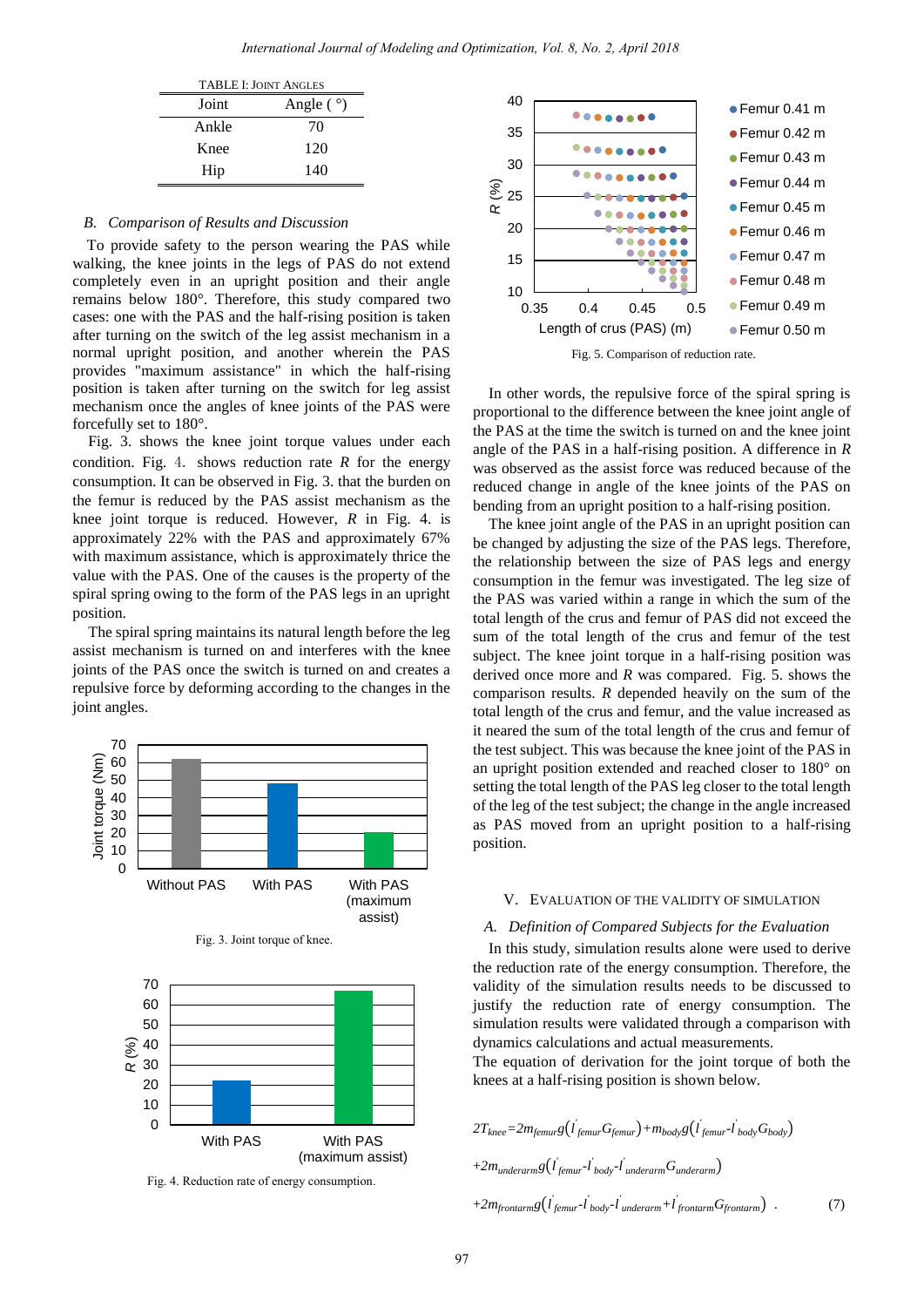TABLE I: JOINT ANGLES

| Joint | Angle ( °) |
|---|---|
| Ankle | 70 |
| Knee | 120 |
| Hip | 140 |

### *B. Comparison of Results and Discussion*

To provide safety to the person wearing the PAS while walking, the knee joints in the legs of PAS do not extend completely even in an upright position and their angle remains below 180°. Therefore, this study compared two cases: one with the PAS and the half-rising position is taken after turning on the switch of the leg assist mechanism in a normal upright position, and another wherein the PAS provides "maximum assistance" in which the half-rising position is taken after turning on the switch for leg assist mechanism once the angles of knee joints of the PAS were forcefully set to 180°.

Fig. 3. shows the knee joint torque values under each condition. Fig. 4. shows reduction rate *R* for the energy consumption. It can be observed in Fig. 3. that the burden on the femur is reduced by the PAS assist mechanism as the knee joint torque is reduced. However, *R* in Fig. 4. is approximately 22% with the PAS and approximately 67% with maximum assistance, which is approximately thrice the value with the PAS. One of the causes is the property of the spiral spring owing to the form of the PAS legs in an upright position.

The spiral spring maintains its natural length before the leg assist mechanism is turned on and interferes with the knee joints of the PAS once the switch is turned on and creates a repulsive force by deforming according to the changes in the joint angles.

Fig. 3. Joint torque of knee.

Fig. 4. Reduction rate of energy consumption.

Fig. 5. Comparison of reduction rate.

In other words, the repulsive force of the spiral spring is proportional to the difference between the knee joint angle of the PAS at the time the switch is turned on and the knee joint angle of the PAS in a half-rising position. A difference in *R* was observed as the assist force was reduced because of the reduced change in angle of the knee joints of the PAS on bending from an upright position to a half-rising position.

The knee joint angle of the PAS in an upright position can be changed by adjusting the size of the PAS legs. Therefore, the relationship between the size of PAS legs and energy consumption in the femur was investigated. The leg size of the PAS was varied within a range in which the sum of the total length of the crus and femur of PAS did not exceed the sum of the total length of the crus and femur of the test subject. The knee joint torque in a half-rising position was derived once more and *R* was compared. Fig. 5. shows the comparison results. *R* depended heavily on the sum of the total length of the crus and femur, and the value increased as it neared the sum of the total length of the crus and femur of the test subject. This was because the knee joint of the PAS in an upright position extended and reached closer to 180° on setting the total length of the PAS leg closer to the total length of the leg of the test subject; the change in the angle increased as PAS moved from an upright position to a half-rising position.

## V. EVALUATION OF THE VALIDITY OF SIMULATION

### *A. Definition of Compared Subjects for the Evaluation*

In this study, simulation results alone were used to derive the reduction rate of the energy consumption. Therefore, the validity of the simulation results needs to be discussed to justify the reduction rate of energy consumption. The simulation results were validated through a comparison with dynamics calculations and actual measurements.

The equation of derivation for the joint torque of both the knees at a half-rising position is shown below.

$$2T_{knee}=2m_{femur}g\left(l'_{femur}G_{femur}\right)+m_{body}g\left(l'_{femur}-l'_{body}G_{body}\right)$$
$$+2m_{underarm}g\left(l'_{femur}-l'_{body}-l'_{underarm}G_{underarm}\right)$$
$$+2m_{frontarm}g\left(l'_{femur}-l'_{body}-l'_{underarm}+l'_{frontarm}G_{frontarm}\right) \quad . \qquad (7)$$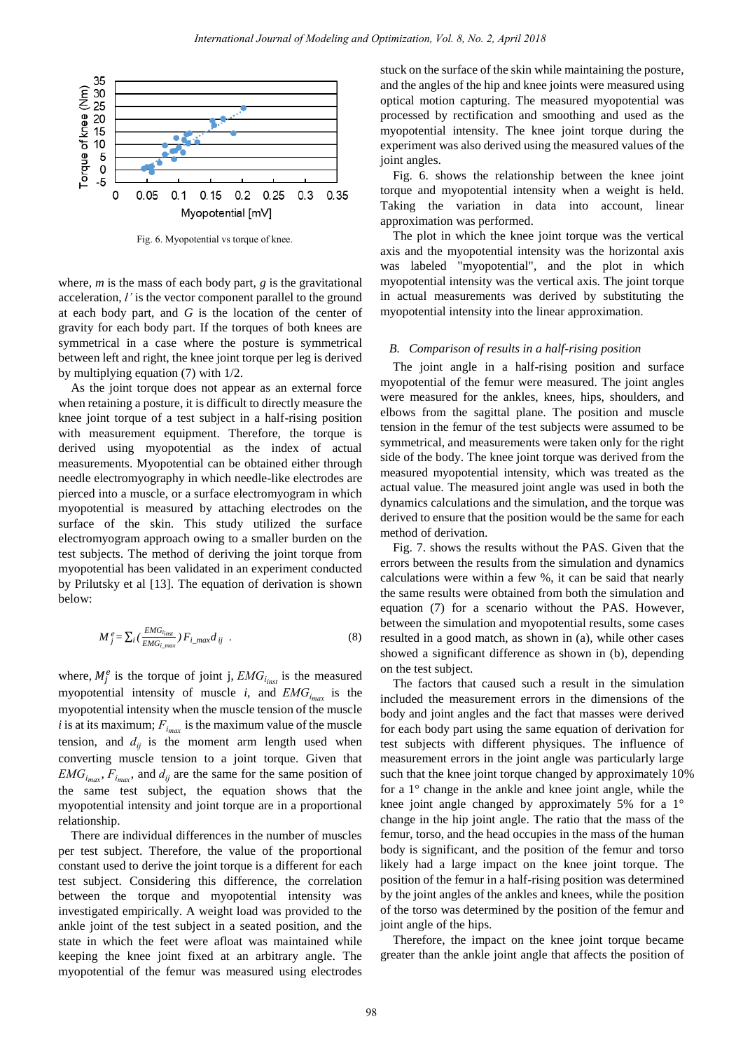Fig. 6. Myopotential vs torque of knee.

where, $m$ is the mass of each body part, $g$ is the gravitational acceleration, $l'$ is the vector component parallel to the ground at each body part, and $G$ is the location of the center of gravity for each body part. If the torques of both knees are symmetrical in a case where the posture is symmetrical between left and right, the knee joint torque per leg is derived by multiplying equation (7) with 1/2.

As the joint torque does not appear as an external force when retaining a posture, it is difficult to directly measure the knee joint torque of a test subject in a half-rising position with measurement equipment. Therefore, the torque is derived using myopotential as the index of actual measurements. Myopotential can be obtained either through needle electromyography in which needle-like electrodes are pierced into a muscle, or a surface electromyogram in which myopotential is measured by attaching electrodes on the surface of the skin. This study utilized the surface electromyogram approach owing to a smaller burden on the test subjects. The method of deriving the joint torque from myopotential has been validated in an experiment conducted by Prilutsky et al [13]. The equation of derivation is shown below:

$$M_j^e = \sum_i \left(\frac{EMG_{i_{inst}}}{EMG_{i\_max}}\right) F_{i\_max} d_{ij} \quad . \tag{8}$$

where, $M_j^e$ is the torque of joint j, $EMG_{i_{inst}}$ is the measured myopotential intensity of muscle $i$, and $EMG_{i_{max}}$ is the myopotential intensity when the muscle tension of the muscle $i$ is at its maximum; $F_{i_{max}}$ is the maximum value of the muscle tension, and $d_{ij}$ is the moment arm length used when converting muscle tension to a joint torque. Given that $EMG_{i_{max}}$, $F_{i_{max}}$, and $d_{ij}$ are the same for the same position of the same test subject, the equation shows that the myopotential intensity and joint torque are in a proportional relationship.

There are individual differences in the number of muscles per test subject. Therefore, the value of the proportional constant used to derive the joint torque is a different for each test subject. Considering this difference, the correlation between the torque and myopotential intensity was investigated empirically. A weight load was provided to the ankle joint of the test subject in a seated position, and the state in which the feet were afloat was maintained while keeping the knee joint fixed at an arbitrary angle. The myopotential of the femur was measured using electrodes stuck on the surface of the skin while maintaining the posture, and the angles of the hip and knee joints were measured using optical motion capturing. The measured myopotential was processed by rectification and smoothing and used as the myopotential intensity. The knee joint torque during the experiment was also derived using the measured values of the joint angles.

Fig. 6. shows the relationship between the knee joint torque and myopotential intensity when a weight is held. Taking the variation in data into account, linear approximation was performed.

The plot in which the knee joint torque was the vertical axis and the myopotential intensity was the horizontal axis was labeled "myopotential", and the plot in which myopotential intensity was the vertical axis. The joint torque in actual measurements was derived by substituting the myopotential intensity into the linear approximation.

### B. Comparison of results in a half-rising position

The joint angle in a half-rising position and surface myopotential of the femur were measured. The joint angles were measured for the ankles, knees, hips, shoulders, and elbows from the sagittal plane. The position and muscle tension in the femur of the test subjects were assumed to be symmetrical, and measurements were taken only for the right side of the body. The knee joint torque was derived from the measured myopotential intensity, which was treated as the actual value. The measured joint angle was used in both the dynamics calculations and the simulation, and the torque was derived to ensure that the position would be the same for each method of derivation.

Fig. 7. shows the results without the PAS. Given that the errors between the results from the simulation and dynamics calculations were within a few %, it can be said that nearly the same results were obtained from both the simulation and equation (7) for a scenario without the PAS. However, between the simulation and myopotential results, some cases resulted in a good match, as shown in (a), while other cases showed a significant difference as shown in (b), depending on the test subject.

The factors that caused such a result in the simulation included the measurement errors in the dimensions of the body and joint angles and the fact that masses were derived for each body part using the same equation of derivation for test subjects with different physiques. The influence of measurement errors in the joint angle was particularly large such that the knee joint torque changed by approximately 10% for a 1° change in the ankle and knee joint angle, while the knee joint angle changed by approximately 5% for a 1° change in the hip joint angle. The ratio that the mass of the femur, torso, and the head occupies in the mass of the human body is significant, and the position of the femur and torso likely had a large impact on the knee joint torque. The position of the femur in a half-rising position was determined by the joint angles of the ankles and knees, while the position of the torso was determined by the position of the femur and joint angle of the hips.

Therefore, the impact on the knee joint torque became greater than the ankle joint angle that affects the position of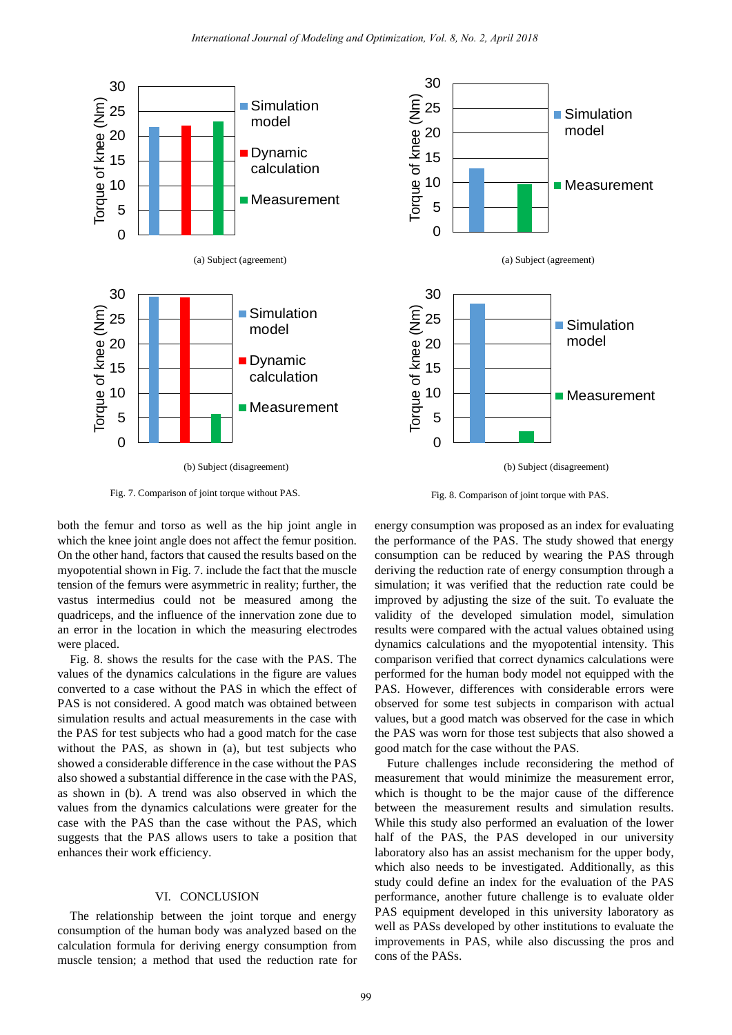(a) Subject (agreement)

(b) Subject (disagreement)

Fig. 7. Comparison of joint torque without PAS.

(a) Subject (agreement)

(b) Subject (disagreement)

Fig. 8. Comparison of joint torque with PAS.

both the femur and torso as well as the hip joint angle in which the knee joint angle does not affect the femur position. On the other hand, factors that caused the results based on the myopotential shown in Fig. 7. include the fact that the muscle tension of the femurs were asymmetric in reality; further, the vastus intermedius could not be measured among the quadriceps, and the influence of the innervation zone due to an error in the location in which the measuring electrodes were placed.

Fig. 8. shows the results for the case with the PAS. The values of the dynamics calculations in the figure are values converted to a case without the PAS in which the effect of PAS is not considered. A good match was obtained between simulation results and actual measurements in the case with the PAS for test subjects who had a good match for the case without the PAS, as shown in (a), but test subjects who showed a considerable difference in the case without the PAS also showed a substantial difference in the case with the PAS, as shown in (b). A trend was also observed in which the values from the dynamics calculations were greater for the case with the PAS than the case without the PAS, which suggests that the PAS allows users to take a position that enhances their work efficiency.

## VI. CONCLUSION

The relationship between the joint torque and energy consumption of the human body was analyzed based on the calculation formula for deriving energy consumption from muscle tension; a method that used the reduction rate for energy consumption was proposed as an index for evaluating the performance of the PAS. The study showed that energy consumption can be reduced by wearing the PAS through deriving the reduction rate of energy consumption through a simulation; it was verified that the reduction rate could be improved by adjusting the size of the suit. To evaluate the validity of the developed simulation model, simulation results were compared with the actual values obtained using dynamics calculations and the myopotential intensity. This comparison verified that correct dynamics calculations were performed for the human body model not equipped with the PAS. However, differences with considerable errors were observed for some test subjects in comparison with actual values, but a good match was observed for the case in which the PAS was worn for those test subjects that also showed a good match for the case without the PAS.

Future challenges include reconsidering the method of measurement that would minimize the measurement error, which is thought to be the major cause of the difference between the measurement results and simulation results. While this study also performed an evaluation of the lower half of the PAS, the PAS developed in our university laboratory also has an assist mechanism for the upper body, which also needs to be investigated. Additionally, as this study could define an index for the evaluation of the PAS performance, another future challenge is to evaluate older PAS equipment developed in this university laboratory as well as PASs developed by other institutions to evaluate the improvements in PAS, while also discussing the pros and cons of the PASs.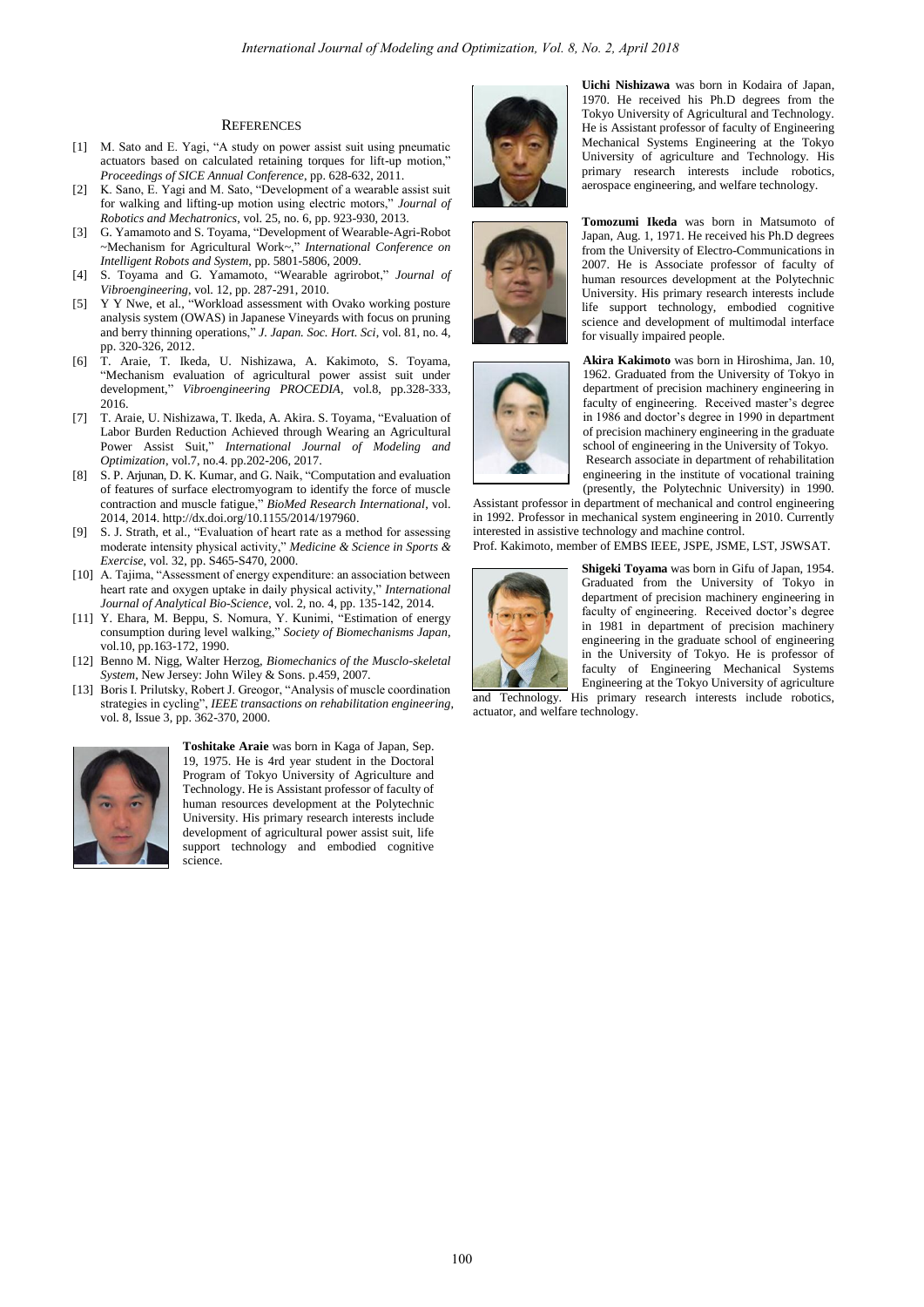## REFERENCES

[1] M. Sato and E. Yagi, "A study on power assist suit using pneumatic actuators based on calculated retaining torques for lift-up motion," *Proceedings of SICE Annual Conference*, pp. 628-632, 2011.

[2] K. Sano, E. Yagi and M. Sato, "Development of a wearable assist suit for walking and lifting-up motion using electric motors," *Journal of Robotics and Mechatronics*, vol. 25, no. 6, pp. 923-930, 2013.

[3] G. Yamamoto and S. Toyama, "Development of Wearable-Agri-Robot ~Mechanism for Agricultural Work~," *International Conference on Intelligent Robots and System*, pp. 5801-5806, 2009.

[4] S. Toyama and G. Yamamoto, "Wearable agrirobot," *Journal of Vibroengineering*, vol. 12, pp. 287-291, 2010.

[5] Y Y Nwe, et al., "Workload assessment with Ovako working posture analysis system (OWAS) in Japanese Vineyards with focus on pruning and berry thinning operations," *J. Japan. Soc. Hort. Sci*, vol. 81, no. 4, pp. 320-326, 2012.

[6] T. Araie, T. Ikeda, U. Nishizawa, A. Kakimoto, S. Toyama, "Mechanism evaluation of agricultural power assist suit under development," *Vibroengineering PROCEDIA*, vol.8, pp.328-333, 2016.

[7] T. Araie, U. Nishizawa, T. Ikeda, A. Akira. S. Toyama, "Evaluation of Labor Burden Reduction Achieved through Wearing an Agricultural Power Assist Suit," *International Journal of Modeling and Optimization*, vol.7, no.4. pp.202-206, 2017.

[8] S. P. Arjunan, D. K. Kumar, and G. Naik, "Computation and evaluation of features of surface electromyogram to identify the force of muscle contraction and muscle fatigue," *BioMed Research International*, vol. 2014, 2014. http://dx.doi.org/10.1155/2014/197960.

[9] S. J. Strath, et al., "Evaluation of heart rate as a method for assessing moderate intensity physical activity," *Medicine & Science in Sports & Exercise*, vol. 32, pp. S465-S470, 2000.

[10] A. Tajima, "Assessment of energy expenditure: an association between heart rate and oxygen uptake in daily physical activity," *International Journal of Analytical Bio-Science*, vol. 2, no. 4, pp. 135-142, 2014.

[11] Y. Ehara, M. Beppu, S. Nomura, Y. Kunimi, "Estimation of energy consumption during level walking," *Society of Biomechanisms Japan*, vol.10, pp.163-172, 1990.

[12] Benno M. Nigg, Walter Herzog, *Biomechanics of the Musclo-skeletal System*, New Jersey: John Wiley & Sons. p.459, 2007.

[13] Boris I. Prilutsky, Robert J. Greogor, "Analysis of muscle coordination strategies in cycling", *IEEE transactions on rehabilitation engineering*, vol. 8, Issue 3, pp. 362-370, 2000.

**Toshitake Araie** was born in Kaga of Japan, Sep. 19, 1975. He is 4rd year student in the Doctoral Program of Tokyo University of Agriculture and Technology. He is Assistant professor of faculty of human resources development at the Polytechnic University. His primary research interests include development of agricultural power assist suit, life support technology and embodied cognitive science.

**Uichi Nishizawa** was born in Kodaira of Japan, 1970. He received his Ph.D degrees from the Tokyo University of Agricultural and Technology. He is Assistant professor of faculty of Engineering Mechanical Systems Engineering at the Tokyo University of agriculture and Technology. His primary research interests include robotics, aerospace engineering, and welfare technology.

**Tomozumi Ikeda** was born in Matsumoto of Japan, Aug. 1, 1971. He received his Ph.D degrees from the University of Electro-Communications in 2007. He is Associate professor of faculty of human resources development at the Polytechnic University. His primary research interests include life support technology, embodied cognitive science and development of multimodal interface for visually impaired people.

**Akira Kakimoto** was born in Hiroshima, Jan. 10, 1962. Graduated from the University of Tokyo in department of precision machinery engineering in faculty of engineering. Received master's degree in 1986 and doctor's degree in 1990 in department of precision machinery engineering in the graduate school of engineering in the University of Tokyo. Research associate in department of rehabilitation engineering in the institute of vocational training (presently, the Polytechnic University) in 1990. Assistant professor in department of mechanical and control engineering in 1992. Professor in mechanical system engineering in 2010. Currently interested in assistive technology and machine control.

Prof. Kakimoto, member of EMBS IEEE, JSPE, JSME, LST, JSWSAT.

**Shigeki Toyama** was born in Gifu of Japan, 1954. Graduated from the University of Tokyo in department of precision machinery engineering in faculty of engineering. Received doctor's degree in 1981 in department of precision machinery engineering in the graduate school of engineering in the University of Tokyo. He is professor of faculty of Engineering Mechanical Systems Engineering at the Tokyo University of agriculture and Technology. His primary research interests include robotics, actuator, and welfare technology.